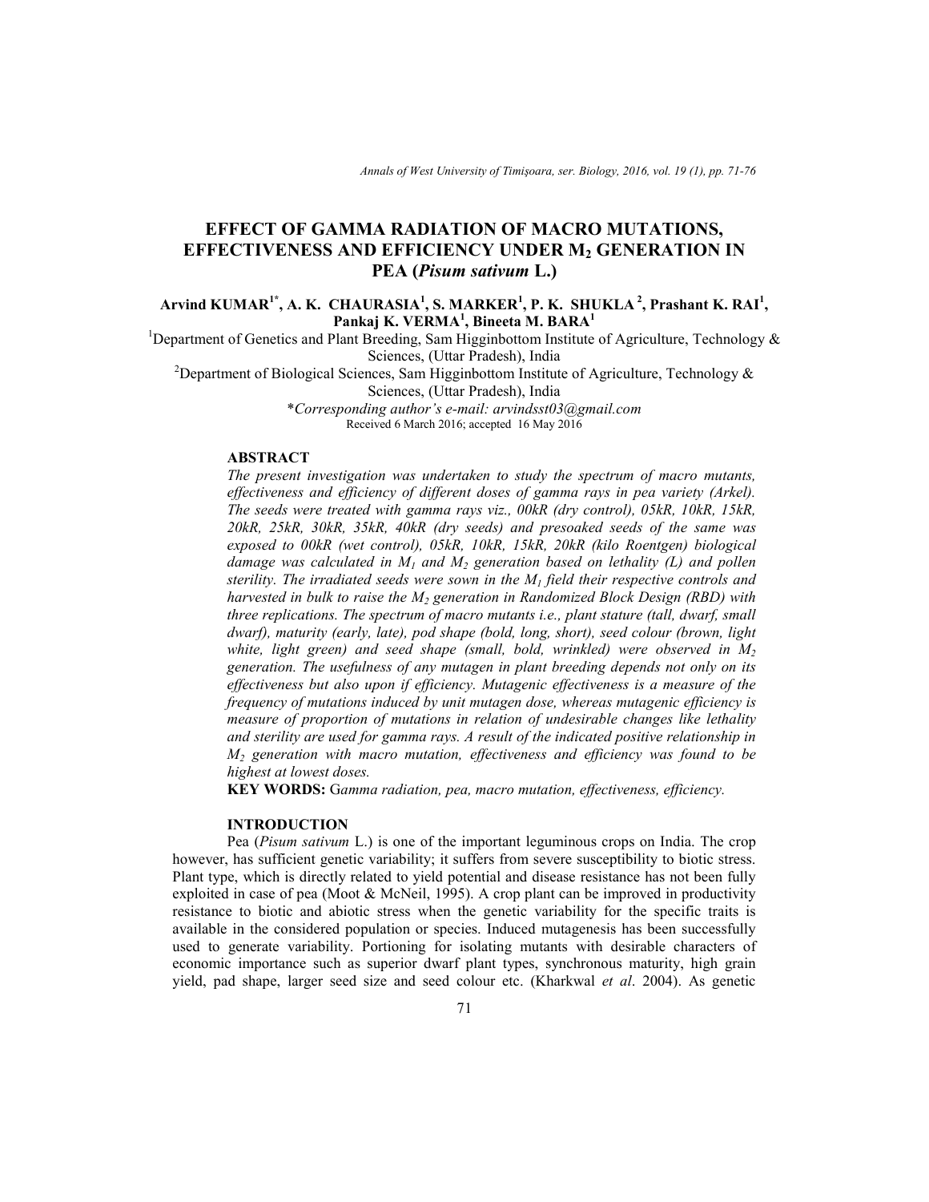# EFFECT OF GAMMA RADIATION OF MACRO MUTATIONS, EFFECTIVENESS AND EFFICIENCY UNDER $M_2$ GENERATION IN PEA (*Pisum sativum* L.)

**Arvind KUMAR[1*], A. K. CHAURASIA[1], S. MARKER[1], P. K. SHUKLA[2], Prashant K. RAI[1], Pankaj K. VERMA[1], Bineeta M. BARA[1]**

[1]Department of Genetics and Plant Breeding, Sam Higginbottom Institute of Agriculture, Technology & Sciences, (Uttar Pradesh), India

[2]Department of Biological Sciences, Sam Higginbottom Institute of Agriculture, Technology & Sciences, (Uttar Pradesh), India

*\*Corresponding author's e-mail: arvindsst03@gmail.com*

Received 6 March 2016; accepted 16 May 2016

## ABSTRACT

*The present investigation was undertaken to study the spectrum of macro mutants, effectiveness and efficiency of different doses of gamma rays in pea variety (Arkel). The seeds were treated with gamma rays viz., 00kR (dry control), 05kR, 10kR, 15kR, 20kR, 25kR, 30kR, 35kR, 40kR (dry seeds) and presoaked seeds of the same was exposed to 00kR (wet control), 05kR, 10kR, 15kR, 20kR (kilo Roentgen) biological damage was calculated in $M_1$ and $M_2$ generation based on lethality (L) and pollen sterility. The irradiated seeds were sown in the $M_1$ field their respective controls and harvested in bulk to raise the $M_2$ generation in Randomized Block Design (RBD) with three replications. The spectrum of macro mutants i.e., plant stature (tall, dwarf, small dwarf), maturity (early, late), pod shape (bold, long, short), seed colour (brown, light white, light green) and seed shape (small, bold, wrinkled) were observed in $M_2$ generation. The usefulness of any mutagen in plant breeding depends not only on its effectiveness but also upon if efficiency. Mutagenic effectiveness is a measure of the frequency of mutations induced by unit mutagen dose, whereas mutagenic efficiency is measure of proportion of mutations in relation of undesirable changes like lethality and sterility are used for gamma rays. A result of the indicated positive relationship in $M_2$ generation with macro mutation, effectiveness and efficiency was found to be highest at lowest doses.*

**KEY WORDS:** G*amma radiation, pea, macro mutation, effectiveness, efficiency.*

## INTRODUCTION

Pea (*Pisum sativum* L.) is one of the important leguminous crops on India. The crop however, has sufficient genetic variability; it suffers from severe susceptibility to biotic stress. Plant type, which is directly related to yield potential and disease resistance has not been fully exploited in case of pea (Moot & McNeil, 1995). A crop plant can be improved in productivity resistance to biotic and abiotic stress when the genetic variability for the specific traits is available in the considered population or species. Induced mutagenesis has been successfully used to generate variability. Portioning for isolating mutants with desirable characters of economic importance such as superior dwarf plant types, synchronous maturity, high grain yield, pad shape, larger seed size and seed colour etc. (Kharkwal *et al*. 2004). As genetic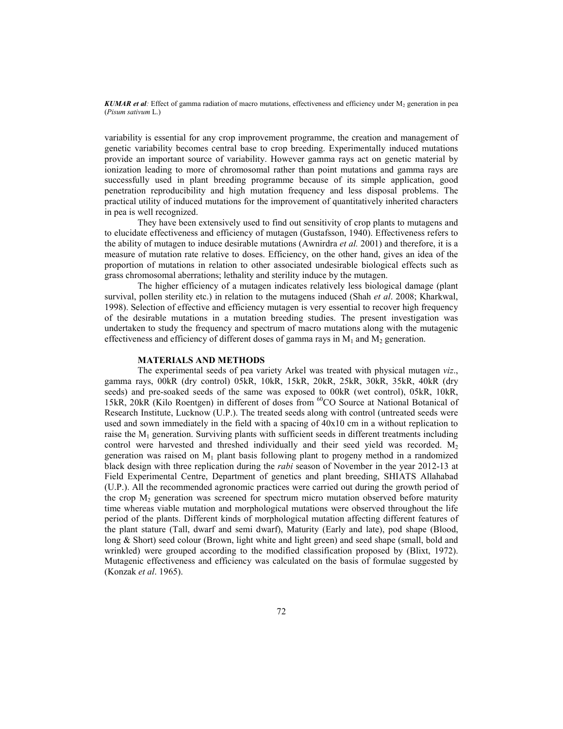variability is essential for any crop improvement programme, the creation and management of genetic variability becomes central base to crop breeding. Experimentally induced mutations provide an important source of variability. However gamma rays act on genetic material by ionization leading to more of chromosomal rather than point mutations and gamma rays are successfully used in plant breeding programme because of its simple application, good penetration reproducibility and high mutation frequency and less disposal problems. The practical utility of induced mutations for the improvement of quantitatively inherited characters in pea is well recognized.

They have been extensively used to find out sensitivity of crop plants to mutagens and to elucidate effectiveness and efficiency of mutagen (Gustafsson, 1940). Effectiveness refers to the ability of mutagen to induce desirable mutations (Awnirdra *et al.* 2001) and therefore, it is a measure of mutation rate relative to doses. Efficiency, on the other hand, gives an idea of the proportion of mutations in relation to other associated undesirable biological effects such as grass chromosomal aberrations; lethality and sterility induce by the mutagen.

The higher efficiency of a mutagen indicates relatively less biological damage (plant survival, pollen sterility etc.) in relation to the mutagens induced (Shah *et al*. 2008; Kharkwal, 1998). Selection of effective and efficiency mutagen is very essential to recover high frequency of the desirable mutations in a mutation breeding studies. The present investigation was undertaken to study the frequency and spectrum of macro mutations along with the mutagenic effectiveness and efficiency of different doses of gamma rays in $M_1$ and $M_2$ generation.

## MATERIALS AND METHODS

The experimental seeds of pea variety Arkel was treated with physical mutagen *viz*., gamma rays, 00kR (dry control) 05kR, 10kR, 15kR, 20kR, 25kR, 30kR, 35kR, 40kR (dry seeds) and pre-soaked seeds of the same was exposed to 00kR (wet control), 05kR, 10kR, 15kR, 20kR (Kilo Roentgen) in different of doses from $^{60}CO$ Source at National Botanical of Research Institute, Lucknow (U.P.). The treated seeds along with control (untreated seeds were used and sown immediately in the field with a spacing of 40x10 cm in a without replication to raise the $M_1$ generation. Surviving plants with sufficient seeds in different treatments including control were harvested and threshed individually and their seed yield was recorded. $M_2$ generation was raised on $M_1$ plant basis following plant to progeny method in a randomized black design with three replication during the *rabi* season of November in the year 2012-13 at Field Experimental Centre, Department of genetics and plant breeding, SHIATS Allahabad (U.P.). All the recommended agronomic practices were carried out during the growth period of the crop $M_2$ generation was screened for spectrum micro mutation observed before maturity time whereas viable mutation and morphological mutations were observed throughout the life period of the plants. Different kinds of morphological mutation affecting different features of the plant stature (Tall, dwarf and semi dwarf), Maturity (Early and late), pod shape (Blood, long & Short) seed colour (Brown, light white and light green) and seed shape (small, bold and wrinkled) were grouped according to the modified classification proposed by (Blixt, 1972). Mutagenic effectiveness and efficiency was calculated on the basis of formulae suggested by (Konzak *et al*. 1965).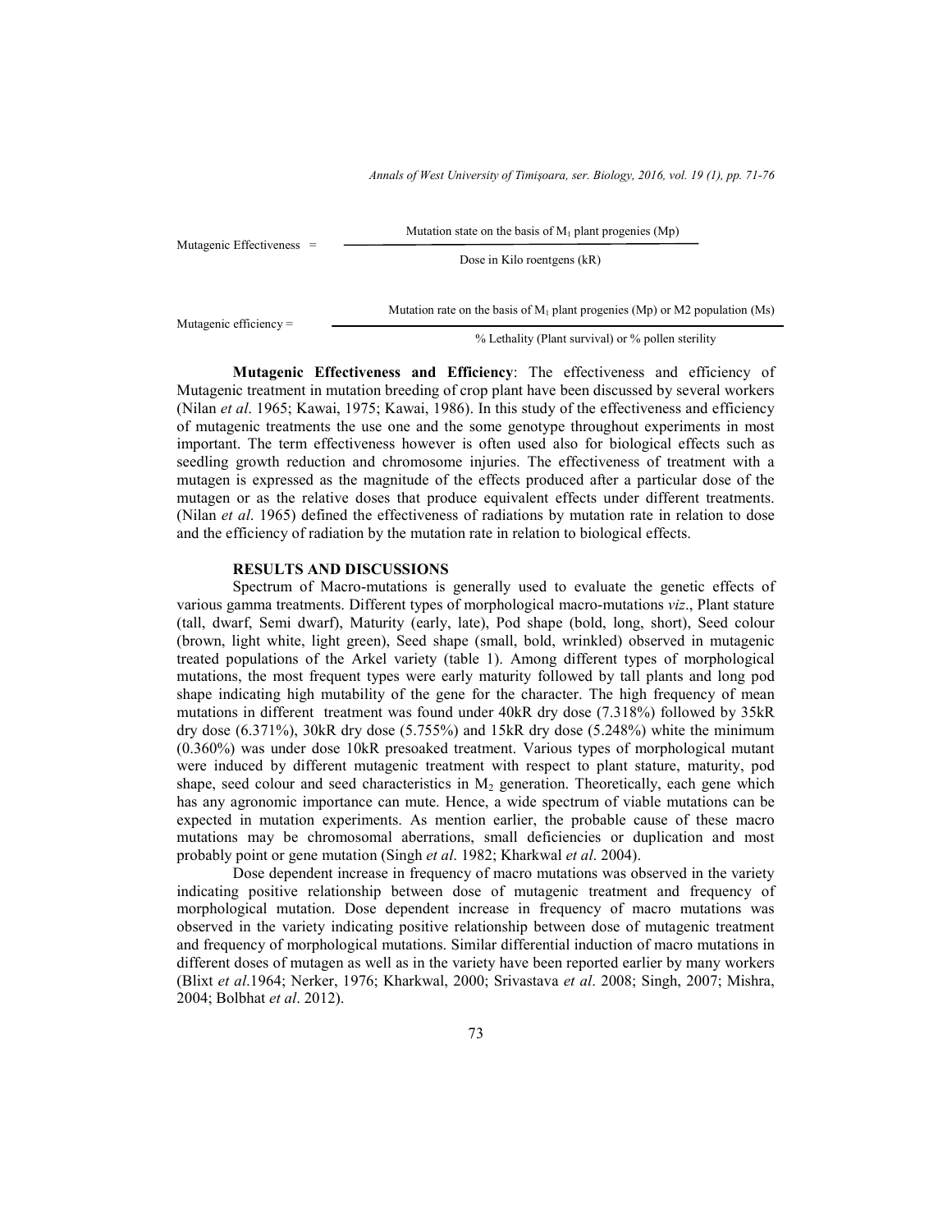$$\text{Mutagenic Effectiveness} = \frac{\text{Mutation state on the basis of } M_1 \text{ plant progenies (Mp)}}{\text{Dose in Kilo roentgens (kR)}}$$

$$\text{Mutagenic efficiency} = \frac{\text{Mutation rate on the basis of } M_1 \text{ plant progenies (Mp) or M2 population (Ms)}}{\text{\% Lethality (Plant survival) or \% pollen sterility}}$$

**Mutagenic Effectiveness and Efficiency**: The effectiveness and efficiency of Mutagenic treatment in mutation breeding of crop plant have been discussed by several workers (Nilan *et al*. 1965; Kawai, 1975; Kawai, 1986). In this study of the effectiveness and efficiency of mutagenic treatments the use one and the some genotype throughout experiments in most important. The term effectiveness however is often used also for biological effects such as seedling growth reduction and chromosome injuries. The effectiveness of treatment with a mutagen is expressed as the magnitude of the effects produced after a particular dose of the mutagen or as the relative doses that produce equivalent effects under different treatments. (Nilan *et al*. 1965) defined the effectiveness of radiations by mutation rate in relation to dose and the efficiency of radiation by the mutation rate in relation to biological effects.

## RESULTS AND DISCUSSIONS

Spectrum of Macro-mutations is generally used to evaluate the genetic effects of various gamma treatments. Different types of morphological macro-mutations *viz*., Plant stature (tall, dwarf, Semi dwarf), Maturity (early, late), Pod shape (bold, long, short), Seed colour (brown, light white, light green), Seed shape (small, bold, wrinkled) observed in mutagenic treated populations of the Arkel variety (table 1). Among different types of morphological mutations, the most frequent types were early maturity followed by tall plants and long pod shape indicating high mutability of the gene for the character. The high frequency of mean mutations in different treatment was found under 40kR dry dose (7.318%) followed by 35kR dry dose (6.371%), 30kR dry dose (5.755%) and 15kR dry dose (5.248%) white the minimum (0.360%) was under dose 10kR presoaked treatment. Various types of morphological mutant were induced by different mutagenic treatment with respect to plant stature, maturity, pod shape, seed colour and seed characteristics in $M_2$ generation. Theoretically, each gene which has any agronomic importance can mute. Hence, a wide spectrum of viable mutations can be expected in mutation experiments. As mention earlier, the probable cause of these macro mutations may be chromosomal aberrations, small deficiencies or duplication and most probably point or gene mutation (Singh *et al*. 1982; Kharkwal *et al*. 2004).

Dose dependent increase in frequency of macro mutations was observed in the variety indicating positive relationship between dose of mutagenic treatment and frequency of morphological mutation. Dose dependent increase in frequency of macro mutations was observed in the variety indicating positive relationship between dose of mutagenic treatment and frequency of morphological mutations. Similar differential induction of macro mutations in different doses of mutagen as well as in the variety have been reported earlier by many workers (Blixt *et al*.1964; Nerker, 1976; Kharkwal, 2000; Srivastava *et al*. 2008; Singh, 2007; Mishra, 2004; Bolbhat *et al*. 2012).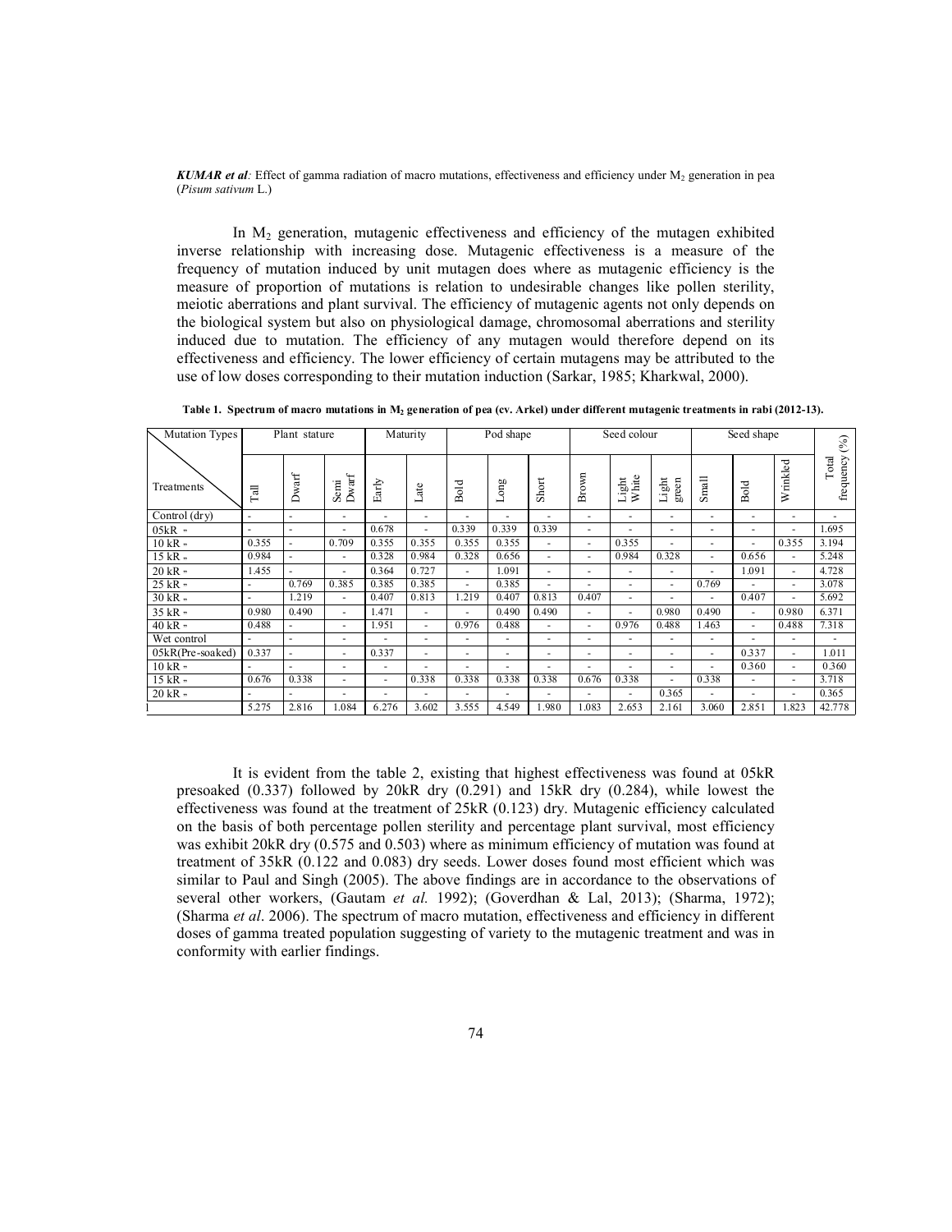In $M_2$ generation, mutagenic effectiveness and efficiency of the mutagen exhibited inverse relationship with increasing dose. Mutagenic effectiveness is a measure of the frequency of mutation induced by unit mutagen does where as mutagenic efficiency is the measure of proportion of mutations is relation to undesirable changes like pollen sterility, meiotic aberrations and plant survival. The efficiency of mutagenic agents not only depends on the biological system but also on physiological damage, chromosomal aberrations and sterility induced due to mutation. The efficiency of any mutagen would therefore depend on its effectiveness and efficiency. The lower efficiency of certain mutagens may be attributed to the use of low doses corresponding to their mutation induction (Sarkar, 1985; Kharkwal, 2000).

**Table 1. Spectrum of macro mutations in $M_2$ generation of pea (cv. Arkel) under different mutagenic treatments in rabi (2012-13).**

| Mutation Types | Plant stature | | | Maturity | | Pod shape | | | Seed colour | | | Seed shape | | | Total frequency (%) |
|---|---|---|---|---|---|---|---|---|---|---|---|---|---|---|---|
| Treatments | Tall | Dwarf | Semi Dwarf | Early | Late | Bold | Long | Short | Brown | Light White | Light green | Small | Bold | Wrinkled | |
| Control (dry) | - | - | - | - | - | - | - | - | - | - | - | - | - | - | - |
| 05kR ,, | - | - | - | 0.678 | - | 0.339 | 0.339 | 0.339 | - | - | - | - | - | - | 1.695 |
| 10 kR ,, | 0.355 | - | 0.709 | 0.355 | 0.355 | 0.355 | 0.355 | - | - | 0.355 | - | - | - | 0.355 | 3.194 |
| 15 kR ,, | 0.984 | - | - | 0.328 | 0.984 | 0.328 | 0.656 | - | - | 0.984 | 0.328 | - | 0.656 | - | 5.248 |
| 20 kR ,, | 1.455 | - | - | 0.364 | 0.727 | - | 1.091 | - | - | - | - | - | 1.091 | - | 4.728 |
| 25 kR ,, | - | 0.769 | 0.385 | 0.385 | 0.385 | - | 0.385 | - | - | - | - | 0.769 | - | - | 3.078 |
| 30 kR ,, | - | 1.219 | - | 0.407 | 0.813 | 1.219 | 0.407 | 0.813 | 0.407 | - | - | - | 0.407 | - | 5.692 |
| 35 kR ,, | 0.980 | 0.490 | - | 1.471 | - | - | 0.490 | 0.490 | - | - | 0.980 | 0.490 | - | 0.980 | 6.371 |
| 40 kR ,, | 0.488 | - | - | 1.951 | - | 0.976 | 0.488 | - | - | 0.976 | 0.488 | 1.463 | - | 0.488 | 7.318 |
| Wet control | - | - | - | - | - | - | - | - | - | - | - | - | - | - | - |
| 05kR(Pre-soaked) | 0.337 | - | - | 0.337 | - | - | - | - | - | - | - | - | 0.337 | - | 1.011 |
| 10 kR ,, | - | - | - | - | - | - | - | - | - | - | - | - | 0.360 | - | 0.360 |
| 15 kR ,, | 0.676 | 0.338 | - | - | 0.338 | 0.338 | 0.338 | 0.338 | 0.676 | 0.338 | - | 0.338 | - | - | 3.718 |
| 20 kR ,, | - | - | - | - | - | - | - | - | - | - | 0.365 | - | - | - | 0.365 |
| | 5.275 | 2.816 | 1.084 | 6.276 | 3.602 | 3.555 | 4.549 | 1.980 | 1.083 | 2.653 | 2.161 | 3.060 | 2.851 | 1.823 | 42.778 |

It is evident from the table 2, existing that highest effectiveness was found at 05kR presoaked (0.337) followed by 20kR dry (0.291) and 15kR dry (0.284), while lowest the effectiveness was found at the treatment of 25kR (0.123) dry. Mutagenic efficiency calculated on the basis of both percentage pollen sterility and percentage plant survival, most efficiency was exhibit 20kR dry (0.575 and 0.503) where as minimum efficiency of mutation was found at treatment of 35kR (0.122 and 0.083) dry seeds. Lower doses found most efficient which was similar to Paul and Singh (2005). The above findings are in accordance to the observations of several other workers, (Gautam *et al.* 1992); (Goverdhan & Lal, 2013); (Sharma, 1972); (Sharma *et al*. 2006). The spectrum of macro mutation, effectiveness and efficiency in different doses of gamma treated population suggesting of variety to the mutagenic treatment and was in conformity with earlier findings.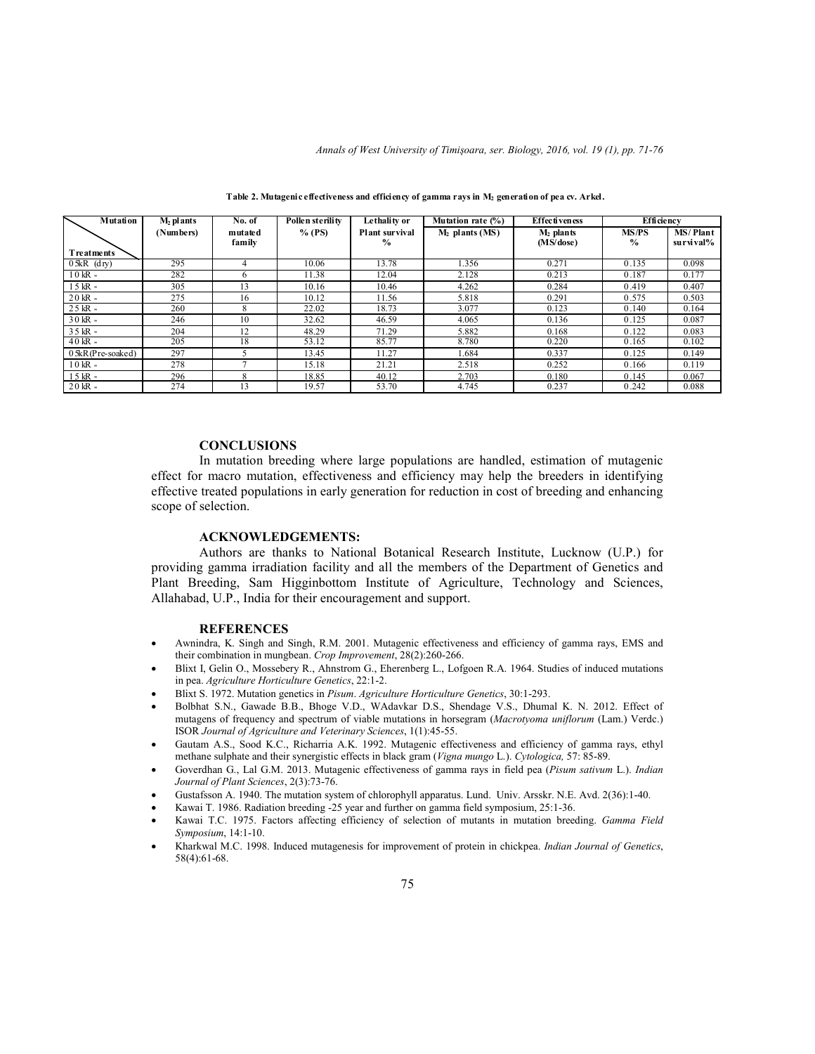**Table 2. Mutagenic effectiveness and efficiency of gamma rays in $M_2$ generation of pea cv. Arkel.**

| Mutation / Treatments | $M_2$ plants (Numbers) | No. of mutated family | Pollen sterility % (PS) | Lethality or Plant survival % | Mutation rate (%) $M_2$ plants (MS) | Effectiveness $M_2$ plants (MS/dose) | Efficiency | |
|---|---|---|---|---|---|---|---|---|
| | | | | | | | MS/PS % | MS/ Plant survival% |
| 0.5kR (dry) | 295 | 4 | 10.06 | 13.78 | 1.356 | 0.271 | 0.135 | 0.098 |
| 1.0 kR " | 282 | 6 | 11.38 | 12.04 | 2.128 | 0.213 | 0.187 | 0.177 |
| 1.5 kR " | 305 | 13 | 10.16 | 10.46 | 4.262 | 0.284 | 0.419 | 0.407 |
| 2.0 kR " | 275 | 16 | 10.12 | 11.56 | 5.818 | 0.291 | 0.575 | 0.503 |
| 2.5 kR " | 260 | 8 | 22.02 | 18.73 | 3.077 | 0.123 | 0.140 | 0.164 |
| 3.0 kR " | 246 | 10 | 32.62 | 46.59 | 4.065 | 0.136 | 0.125 | 0.087 |
| 3.5 kR " | 204 | 12 | 48.29 | 71.29 | 5.882 | 0.168 | 0.122 | 0.083 |
| 4.0 kR " | 205 | 18 | 53.12 | 85.77 | 8.780 | 0.220 | 0.165 | 0.102 |
| 0.5kR (Pre-soaked) | 297 | 5 | 13.45 | 11.27 | 1.684 | 0.337 | 0.125 | 0.149 |
| 1.0 kR " | 278 | 7 | 15.18 | 21.21 | 2.518 | 0.252 | 0.166 | 0.119 |
| 1.5 kR " | 296 | 8 | 18.85 | 40.12 | 2.703 | 0.180 | 0.145 | 0.067 |
| 2.0 kR " | 274 | 13 | 19.57 | 53.70 | 4.745 | 0.237 | 0.242 | 0.088 |

## CONCLUSIONS

In mutation breeding where large populations are handled, estimation of mutagenic effect for macro mutation, effectiveness and efficiency may help the breeders in identifying effective treated populations in early generation for reduction in cost of breeding and enhancing scope of selection.

## ACKNOWLEDGEMENTS:

Authors are thanks to National Botanical Research Institute, Lucknow (U.P.) for providing gamma irradiation facility and all the members of the Department of Genetics and Plant Breeding, Sam Higginbottom Institute of Agriculture, Technology and Sciences, Allahabad, U.P., India for their encouragement and support.

## REFERENCES

- Awnindra, K. Singh and Singh, R.M. 2001. Mutagenic effectiveness and efficiency of gamma rays, EMS and their combination in mungbean. *Crop Improvement*, 28(2):260-266.
- Blixt I, Gelin O., Mossebery R., Ahnstrom G., Eherenberg L., Lofgoen R.A. 1964. Studies of induced mutations in pea. *Agriculture Horticulture Genetics*, 22:1-2.
- Blixt S. 1972. Mutation genetics in *Pisum*. *Agriculture Horticulture Genetics*, 30:1-293.
- Bolbhat S.N., Gawade B.B., Bhoge V.D., WAdavkar D.S., Shendage V.S., Dhumal K. N. 2012. Effect of mutagens of frequency and spectrum of viable mutations in horsegram (*Macrotyoma uniflorum* (Lam.) Verdc.) ISOR *Journal of Agriculture and Veterinary Sciences*, 1(1):45-55.
- Gautam A.S., Sood K.C., Richarria A.K. 1992. Mutagenic effectiveness and efficiency of gamma rays, ethyl methane sulphate and their synergistic effects in black gram (*Vigna mungo* L.). *Cytologica,* 57: 85-89.
- Goverdhan G., Lal G.M. 2013. Mutagenic effectiveness of gamma rays in field pea (*Pisum sativum* L.). *Indian Journal of Plant Sciences*, 2(3):73-76.
- Gustafsson A. 1940. The mutation system of chlorophyll apparatus. Lund. Univ. Arsskr. N.E. Avd. 2(36):1-40.
- Kawai T. 1986. Radiation breeding -25 year and further on gamma field symposium, 25:1-36.
- Kawai T.C. 1975. Factors affecting efficiency of selection of mutants in mutation breeding. *Gamma Field Symposium*, 14:1-10.
- Kharkwal M.C. 1998. Induced mutagenesis for improvement of protein in chickpea. *Indian Journal of Genetics*, 58(4):61-68.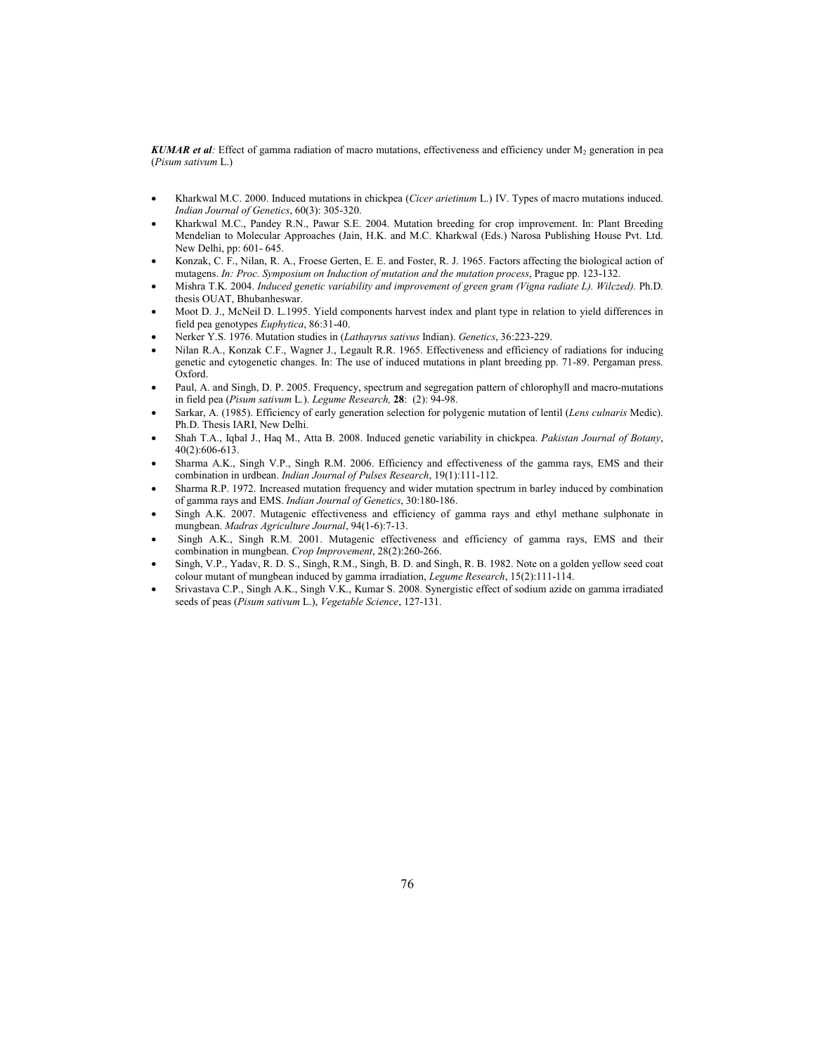- Kharkwal M.C. 2000. Induced mutations in chickpea (*Cicer arietinum* L.) IV. Types of macro mutations induced. *Indian Journal of Genetics*, 60(3): 305-320.
- Kharkwal M.C., Pandey R.N., Pawar S.E. 2004. Mutation breeding for crop improvement. In: Plant Breeding Mendelian to Molecular Approaches (Jain, H.K. and M.C. Kharkwal (Eds.) Narosa Publishing House Pvt. Ltd. New Delhi, pp: 601- 645.
- Konzak, C. F., Nilan, R. A., Froese Gerten, E. E. and Foster, R. J. 1965. Factors affecting the biological action of mutagens. *In: Proc. Symposium on Induction of mutation and the mutation process*, Prague pp. 123-132.
- Mishra T.K. 2004. *Induced genetic variability and improvement of green gram (Vigna radiate L). Wilczed).* Ph.D. thesis OUAT, Bhubanheswar.
- Moot D. J., McNeil D. L.1995. Yield components harvest index and plant type in relation to yield differences in field pea genotypes *Euphytica*, 86:31-40.
- Nerker Y.S. 1976. Mutation studies in (*Lathayrus sativus* Indian). *Genetics*, 36:223-229.
- Nilan R.A., Konzak C.F., Wagner J., Legault R.R. 1965. Effectiveness and efficiency of radiations for inducing genetic and cytogenetic changes. In: The use of induced mutations in plant breeding pp. 71-89. Pergaman press. Oxford.
- Paul, A. and Singh, D. P. 2005. Frequency, spectrum and segregation pattern of chlorophyll and macro-mutations in field pea (*Pisum sativum* L.). *Legume Research,* **28**: (2): 94-98.
- Sarkar, A. (1985). Efficiency of early generation selection for polygenic mutation of lentil (*Lens culnaris* Medic). Ph.D. Thesis IARI, New Delhi.
- Shah T.A., Iqbal J., Haq M., Atta B. 2008. Induced genetic variability in chickpea. *Pakistan Journal of Botany*, 40(2):606-613.
- Sharma A.K., Singh V.P., Singh R.M. 2006. Efficiency and effectiveness of the gamma rays, EMS and their combination in urdbean. *Indian Journal of Pulses Research*, 19(1):111-112.
- Sharma R.P. 1972. Increased mutation frequency and wider mutation spectrum in barley induced by combination of gamma rays and EMS. *Indian Journal of Genetics*, 30:180-186.
- Singh A.K. 2007. Mutagenic effectiveness and efficiency of gamma rays and ethyl methane sulphonate in mungbean. *Madras Agriculture Journal*, 94(1-6):7-13.
- Singh A.K., Singh R.M. 2001. Mutagenic effectiveness and efficiency of gamma rays, EMS and their combination in mungbean. *Crop Improvement*, 28(2):260-266.
- Singh, V.P., Yadav, R. D. S., Singh, R.M., Singh, B. D. and Singh, R. B. 1982. Note on a golden yellow seed coat colour mutant of mungbean induced by gamma irradiation, *Legume Research*, 15(2):111-114.
- Srivastava C.P., Singh A.K., Singh V.K., Kumar S. 2008. Synergistic effect of sodium azide on gamma irradiated seeds of peas (*Pisum sativum* L.), *Vegetable Science*, 127-131.